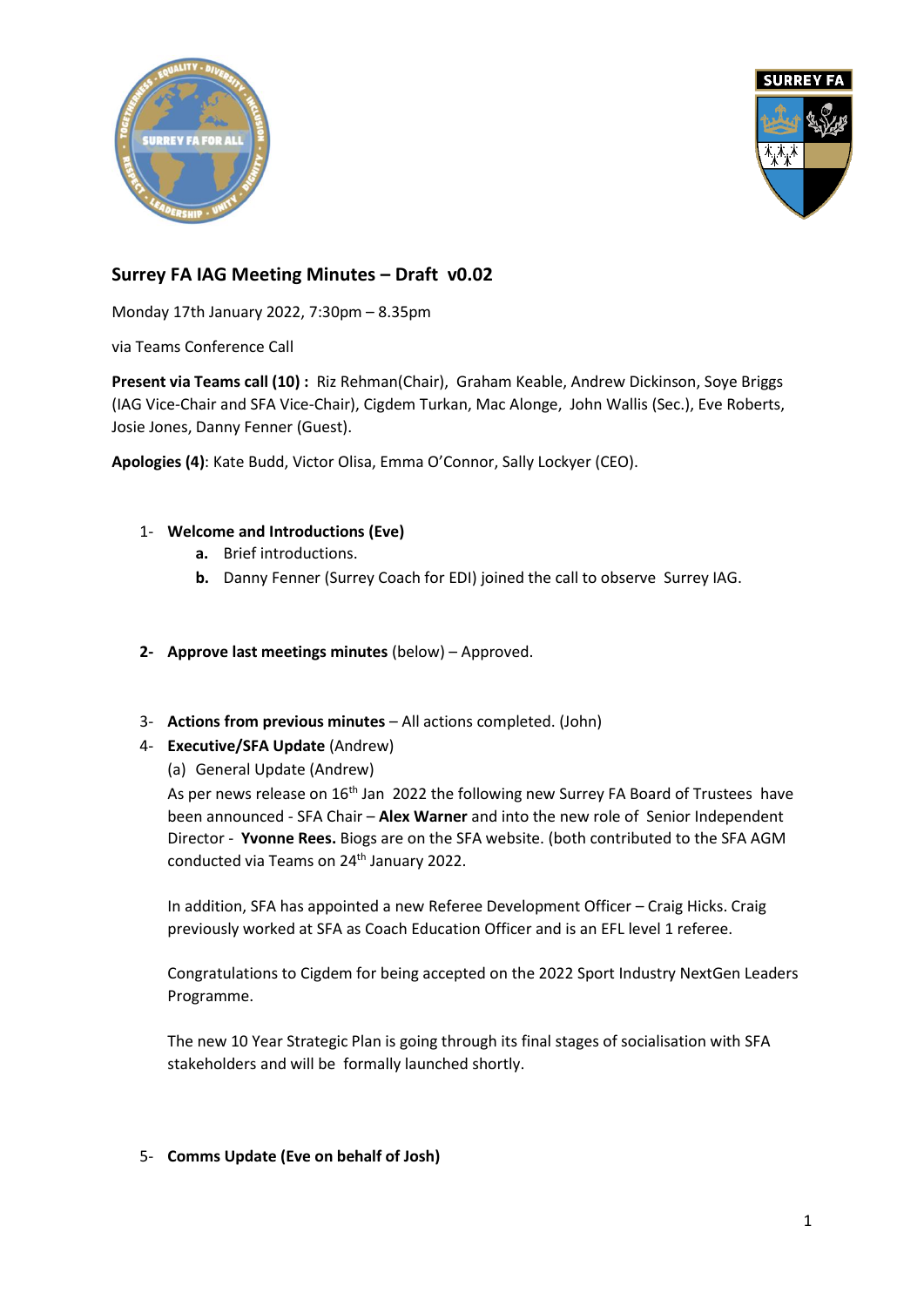## Surrey FA IAG Meeting Minutes – Draft v0.02

Monday 17th January 2022, 7:30pm – 8.35pm

via Teams Conference Call

**Present via Teams call (10) :** Riz Rehman(Chair), Graham Keable, Andrew Dickinson, Soye Briggs (IAG Vice-Chair and SFA Vice-Chair), Cigdem Turkan, Mac Alonge, John Wallis (Sec.), Eve Roberts, Josie Jones, Danny Fenner (Guest).

**Apologies (4)**: Kate Budd, Victor Olisa, Emma O'Connor, Sally Lockyer (CEO).

1- **Welcome and Introductions (Eve)**
   - **a.** Brief introductions.
   - **b.** Danny Fenner (Surrey Coach for EDI) joined the call to observe Surrey IAG.

2- **Approve last meetings minutes** (below) – Approved.

3- **Actions from previous minutes** – All actions completed. (John)

4- **Executive/SFA Update** (Andrew)

   (a) General Update (Andrew)

   As per news release on 16th Jan 2022 the following new Surrey FA Board of Trustees have been announced - SFA Chair – **Alex Warner** and into the new role of Senior Independent Director - **Yvonne Rees.** Biogs are on the SFA website. (both contributed to the SFA AGM conducted via Teams on 24th January 2022.

   In addition, SFA has appointed a new Referee Development Officer – Craig Hicks. Craig previously worked at SFA as Coach Education Officer and is an EFL level 1 referee.

   Congratulations to Cigdem for being accepted on the 2022 Sport Industry NextGen Leaders Programme.

   The new 10 Year Strategic Plan is going through its final stages of socialisation with SFA stakeholders and will be formally launched shortly.

5- **Comms Update (Eve on behalf of Josh)**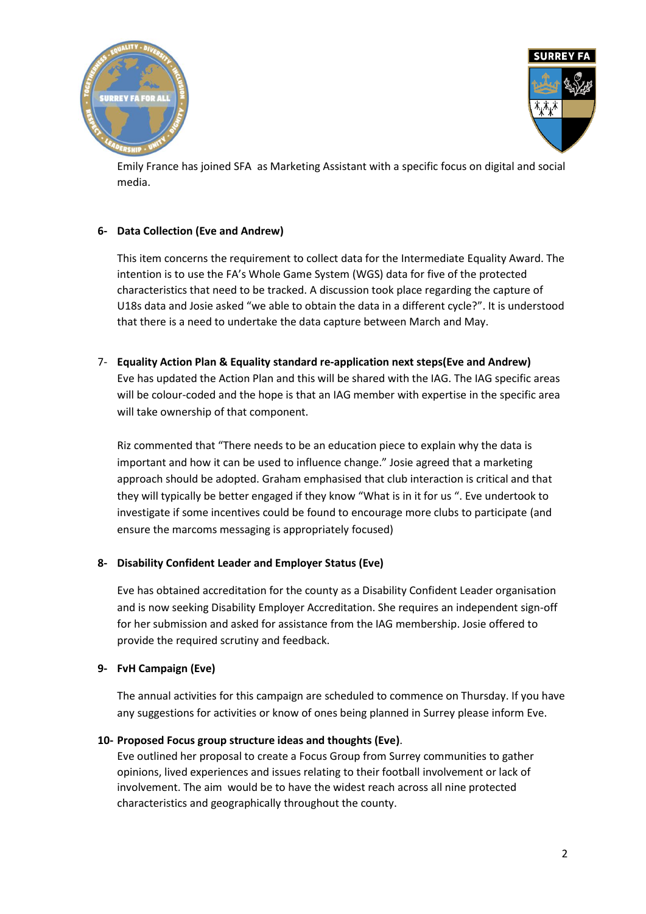Emily France has joined SFA as Marketing Assistant with a specific focus on digital and social media.

**6- Data Collection (Eve and Andrew)**

This item concerns the requirement to collect data for the Intermediate Equality Award. The intention is to use the FA's Whole Game System (WGS) data for five of the protected characteristics that need to be tracked. A discussion took place regarding the capture of U18s data and Josie asked "we able to obtain the data in a different cycle?". It is understood that there is a need to undertake the data capture between March and May.

**7- Equality Action Plan & Equality standard re-application next steps(Eve and Andrew)**

Eve has updated the Action Plan and this will be shared with the IAG. The IAG specific areas will be colour-coded and the hope is that an IAG member with expertise in the specific area will take ownership of that component.

Riz commented that "There needs to be an education piece to explain why the data is important and how it can be used to influence change." Josie agreed that a marketing approach should be adopted. Graham emphasised that club interaction is critical and that they will typically be better engaged if they know "What is in it for us ". Eve undertook to investigate if some incentives could be found to encourage more clubs to participate (and ensure the marcoms messaging is appropriately focused)

**8- Disability Confident Leader and Employer Status (Eve)**

Eve has obtained accreditation for the county as a Disability Confident Leader organisation and is now seeking Disability Employer Accreditation. She requires an independent sign-off for her submission and asked for assistance from the IAG membership. Josie offered to provide the required scrutiny and feedback.

**9- FvH Campaign (Eve)**

The annual activities for this campaign are scheduled to commence on Thursday. If you have any suggestions for activities or know of ones being planned in Surrey please inform Eve.

**10- Proposed Focus group structure ideas and thoughts (Eve)**.

Eve outlined her proposal to create a Focus Group from Surrey communities to gather opinions, lived experiences and issues relating to their football involvement or lack of involvement. The aim would be to have the widest reach across all nine protected characteristics and geographically throughout the county.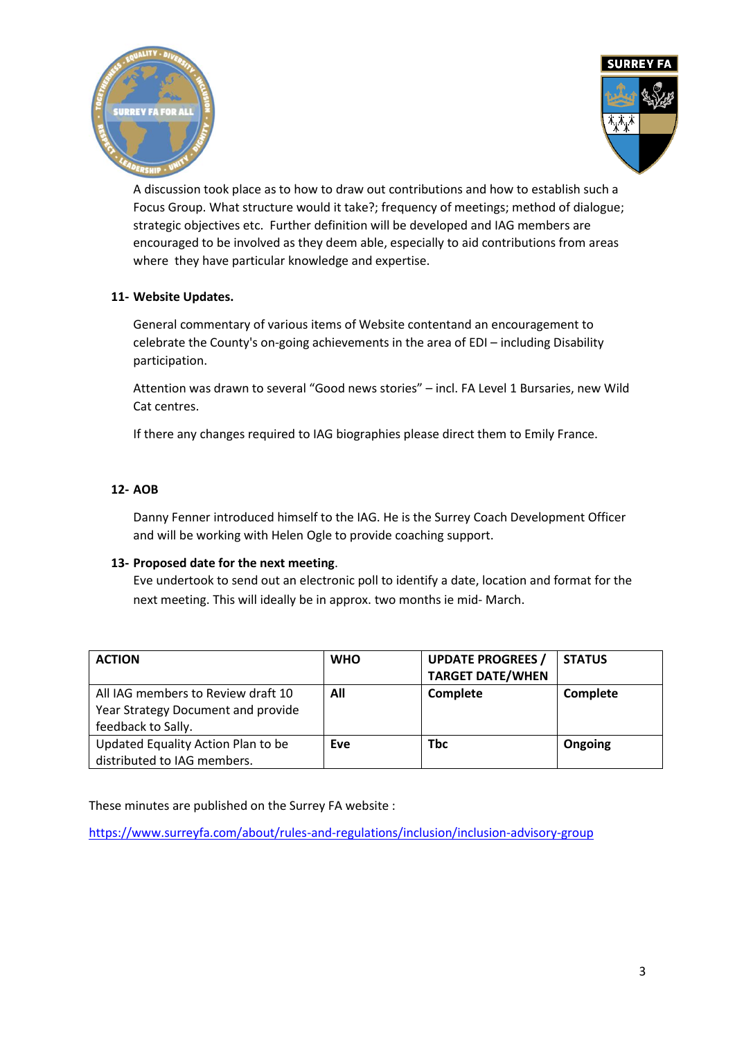A discussion took place as to how to draw out contributions and how to establish such a Focus Group. What structure would it take?; frequency of meetings; method of dialogue; strategic objectives etc. Further definition will be developed and IAG members are encouraged to be involved as they deem able, especially to aid contributions from areas where they have particular knowledge and expertise.

**11- Website Updates.**

General commentary of various items of Website contentand an encouragement to celebrate the County's on-going achievements in the area of EDI – including Disability participation.

Attention was drawn to several "Good news stories" – incl. FA Level 1 Bursaries, new Wild Cat centres.

If there any changes required to IAG biographies please direct them to Emily France.

**12- AOB**

Danny Fenner introduced himself to the IAG. He is the Surrey Coach Development Officer and will be working with Helen Ogle to provide coaching support.

**13- Proposed date for the next meeting**.

Eve undertook to send out an electronic poll to identify a date, location and format for the next meeting. This will ideally be in approx. two months ie mid- March.

| ACTION | WHO | UPDATE PROGREES / TARGET DATE/WHEN | STATUS |
|---|---|---|---|
| All IAG members to Review draft 10 Year Strategy Document and provide feedback to Sally. | **All** | **Complete** | **Complete** |
| Updated Equality Action Plan to be distributed to IAG members. | **Eve** | **Tbc** | **Ongoing** |

These minutes are published on the Surrey FA website :

https://www.surreyfa.com/about/rules-and-regulations/inclusion/inclusion-advisory-group